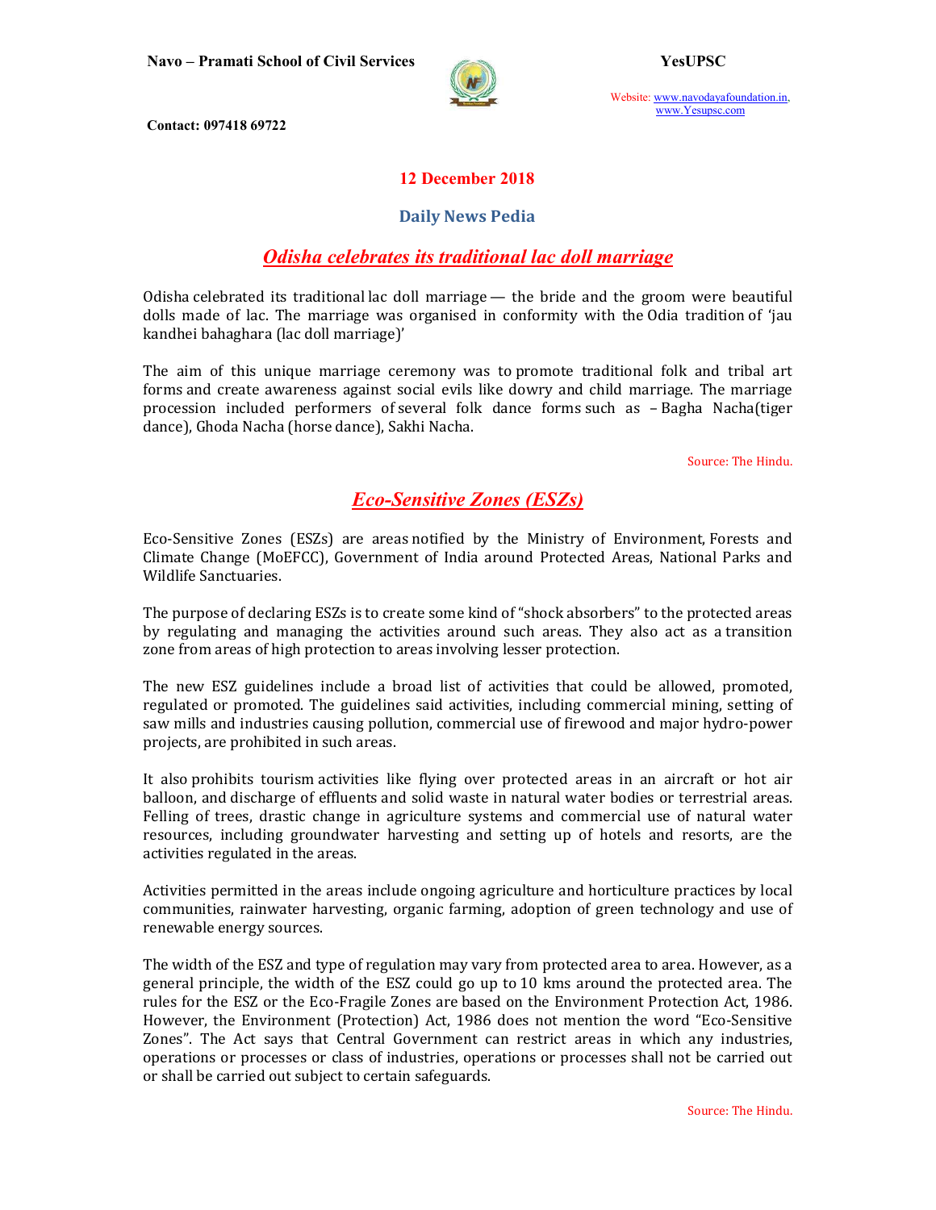# 12 December 2018

## Daily News Pedia

## *Odisha celebrates its traditional lac doll marriage*

Odisha celebrated its traditional lac doll marriage — the bride and the groom were beautiful dolls made of lac. The marriage was organised in conformity with the Odia tradition of 'jau kandhei bahaghara (lac doll marriage)'

The aim of this unique marriage ceremony was to promote traditional folk and tribal art forms and create awareness against social evils like dowry and child marriage. The marriage procession included performers of several folk dance forms such as – Bagha Nacha(tiger dance), Ghoda Nacha (horse dance), Sakhi Nacha.

Source: The Hindu.

## *Eco-Sensitive Zones (ESZs)*

Eco-Sensitive Zones (ESZs) are areas notified by the Ministry of Environment, Forests and Climate Change (MoEFCC), Government of India around Protected Areas, National Parks and Wildlife Sanctuaries.

The purpose of declaring ESZs is to create some kind of "shock absorbers" to the protected areas by regulating and managing the activities around such areas. They also act as a transition zone from areas of high protection to areas involving lesser protection.

The new ESZ guidelines include a broad list of activities that could be allowed, promoted, regulated or promoted. The guidelines said activities, including commercial mining, setting of saw mills and industries causing pollution, commercial use of firewood and major hydro-power projects, are prohibited in such areas.

It also prohibits tourism activities like flying over protected areas in an aircraft or hot air balloon, and discharge of effluents and solid waste in natural water bodies or terrestrial areas. Felling of trees, drastic change in agriculture systems and commercial use of natural water resources, including groundwater harvesting and setting up of hotels and resorts, are the activities regulated in the areas.

Activities permitted in the areas include ongoing agriculture and horticulture practices by local communities, rainwater harvesting, organic farming, adoption of green technology and use of renewable energy sources.

The width of the ESZ and type of regulation may vary from protected area to area. However, as a general principle, the width of the ESZ could go up to 10 kms around the protected area. The rules for the ESZ or the Eco-Fragile Zones are based on the Environment Protection Act, 1986. However, the Environment (Protection) Act, 1986 does not mention the word "Eco-Sensitive Zones". The Act says that Central Government can restrict areas in which any industries, operations or processes or class of industries, operations or processes shall not be carried out or shall be carried out subject to certain safeguards.

Source: The Hindu.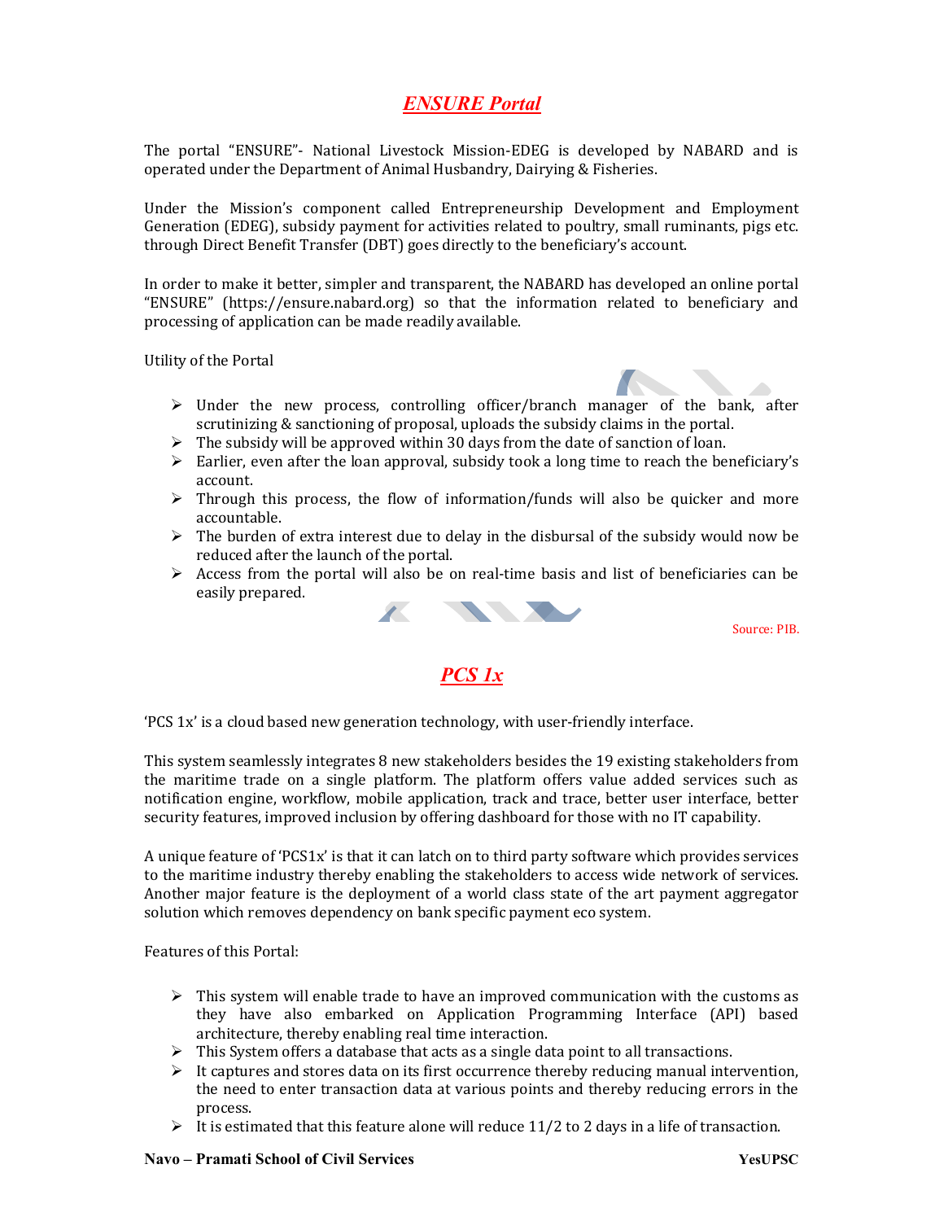# *ENSURE Portal*

The portal "ENSURE"- National Livestock Mission-EDEG is developed by NABARD and is operated under the Department of Animal Husbandry, Dairying & Fisheries.

Under the Mission's component called Entrepreneurship Development and Employment Generation (EDEG), subsidy payment for activities related to poultry, small ruminants, pigs etc. through Direct Benefit Transfer (DBT) goes directly to the beneficiary's account.

In order to make it better, simpler and transparent, the NABARD has developed an online portal "ENSURE" (https://ensure.nabard.org) so that the information related to beneficiary and processing of application can be made readily available.

Utility of the Portal

- Under the new process, controlling officer/branch manager of the bank, after scrutinizing & sanctioning of proposal, uploads the subsidy claims in the portal.
- The subsidy will be approved within 30 days from the date of sanction of loan.
- Earlier, even after the loan approval, subsidy took a long time to reach the beneficiary's account.
- Through this process, the flow of information/funds will also be quicker and more accountable.
- The burden of extra interest due to delay in the disbursal of the subsidy would now be reduced after the launch of the portal.
- Access from the portal will also be on real-time basis and list of beneficiaries can be easily prepared.

Source: PIB.

# *PCS 1x*

'PCS 1x' is a cloud based new generation technology, with user-friendly interface.

This system seamlessly integrates 8 new stakeholders besides the 19 existing stakeholders from the maritime trade on a single platform. The platform offers value added services such as notification engine, workflow, mobile application, track and trace, better user interface, better security features, improved inclusion by offering dashboard for those with no IT capability.

A unique feature of 'PCS1x' is that it can latch on to third party software which provides services to the maritime industry thereby enabling the stakeholders to access wide network of services. Another major feature is the deployment of a world class state of the art payment aggregator solution which removes dependency on bank specific payment eco system.

Features of this Portal:

- This system will enable trade to have an improved communication with the customs as they have also embarked on Application Programming Interface (API) based architecture, thereby enabling real time interaction.
- This System offers a database that acts as a single data point to all transactions.
- It captures and stores data on its first occurrence thereby reducing manual intervention, the need to enter transaction data at various points and thereby reducing errors in the process.
- It is estimated that this feature alone will reduce 11/2 to 2 days in a life of transaction.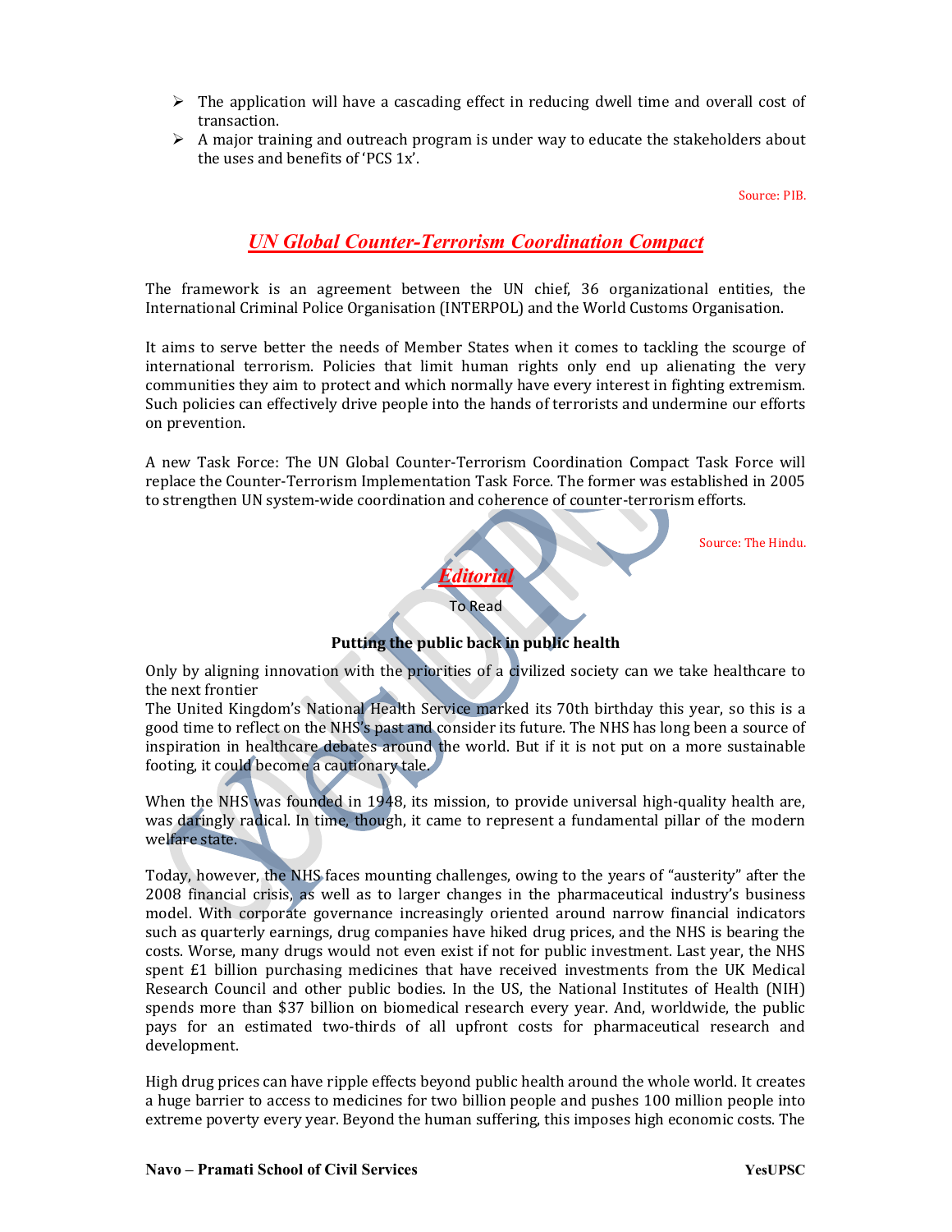- The application will have a cascading effect in reducing dwell time and overall cost of transaction.
- A major training and outreach program is under way to educate the stakeholders about the uses and benefits of 'PCS 1x'.

Source: PIB.

## *UN Global Counter-Terrorism Coordination Compact*

The framework is an agreement between the UN chief, 36 organizational entities, the International Criminal Police Organisation (INTERPOL) and the World Customs Organisation.

It aims to serve better the needs of Member States when it comes to tackling the scourge of international terrorism. Policies that limit human rights only end up alienating the very communities they aim to protect and which normally have every interest in fighting extremism. Such policies can effectively drive people into the hands of terrorists and undermine our efforts on prevention.

A new Task Force: The UN Global Counter-Terrorism Coordination Compact Task Force will replace the Counter-Terrorism Implementation Task Force. The former was established in 2005 to strengthen UN system-wide coordination and coherence of counter-terrorism efforts.

Source: The Hindu.

## *Editorial*

To Read

### Putting the public back in public health

Only by aligning innovation with the priorities of a civilized society can we take healthcare to the next frontier

The United Kingdom's National Health Service marked its 70th birthday this year, so this is a good time to reflect on the NHS's past and consider its future. The NHS has long been a source of inspiration in healthcare debates around the world. But if it is not put on a more sustainable footing, it could become a cautionary tale.

When the NHS was founded in 1948, its mission, to provide universal high-quality health are, was daringly radical. In time, though, it came to represent a fundamental pillar of the modern welfare state.

Today, however, the NHS faces mounting challenges, owing to the years of "austerity" after the 2008 financial crisis, as well as to larger changes in the pharmaceutical industry's business model. With corporate governance increasingly oriented around narrow financial indicators such as quarterly earnings, drug companies have hiked drug prices, and the NHS is bearing the costs. Worse, many drugs would not even exist if not for public investment. Last year, the NHS spent £1 billion purchasing medicines that have received investments from the UK Medical Research Council and other public bodies. In the US, the National Institutes of Health (NIH) spends more than $37 billion on biomedical research every year. And, worldwide, the public pays for an estimated two-thirds of all upfront costs for pharmaceutical research and development.

High drug prices can have ripple effects beyond public health around the whole world. It creates a huge barrier to access to medicines for two billion people and pushes 100 million people into extreme poverty every year. Beyond the human suffering, this imposes high economic costs. The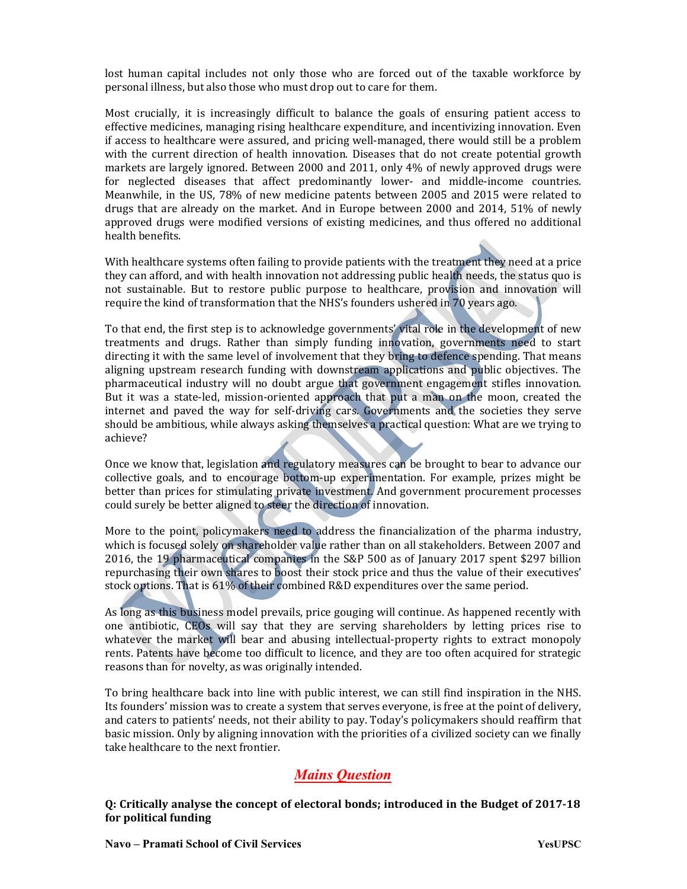lost human capital includes not only those who are forced out of the taxable workforce by personal illness, but also those who must drop out to care for them.

Most crucially, it is increasingly difficult to balance the goals of ensuring patient access to effective medicines, managing rising healthcare expenditure, and incentivizing innovation. Even if access to healthcare were assured, and pricing well-managed, there would still be a problem with the current direction of health innovation. Diseases that do not create potential growth markets are largely ignored. Between 2000 and 2011, only 4% of newly approved drugs were for neglected diseases that affect predominantly lower- and middle-income countries. Meanwhile, in the US, 78% of new medicine patents between 2005 and 2015 were related to drugs that are already on the market. And in Europe between 2000 and 2014, 51% of newly approved drugs were modified versions of existing medicines, and thus offered no additional health benefits.

With healthcare systems often failing to provide patients with the treatment they need at a price they can afford, and with health innovation not addressing public health needs, the status quo is not sustainable. But to restore public purpose to healthcare, provision and innovation will require the kind of transformation that the NHS's founders ushered in 70 years ago.

To that end, the first step is to acknowledge governments' vital role in the development of new treatments and drugs. Rather than simply funding innovation, governments need to start directing it with the same level of involvement that they bring to defence spending. That means aligning upstream research funding with downstream applications and public objectives. The pharmaceutical industry will no doubt argue that government engagement stifles innovation. But it was a state-led, mission-oriented approach that put a man on the moon, created the internet and paved the way for self-driving cars. Governments and the societies they serve should be ambitious, while always asking themselves a practical question: What are we trying to achieve?

Once we know that, legislation and regulatory measures can be brought to bear to advance our collective goals, and to encourage bottom-up experimentation. For example, prizes might be better than prices for stimulating private investment. And government procurement processes could surely be better aligned to steer the direction of innovation.

More to the point, policymakers need to address the financialization of the pharma industry, which is focused solely on shareholder value rather than on all stakeholders. Between 2007 and 2016, the 19 pharmaceutical companies in the S&P 500 as of January 2017 spent $297 billion repurchasing their own shares to boost their stock price and thus the value of their executives' stock options. That is 61% of their combined R&D expenditures over the same period.

As long as this business model prevails, price gouging will continue. As happened recently with one antibiotic, CEOs will say that they are serving shareholders by letting prices rise to whatever the market will bear and abusing intellectual-property rights to extract monopoly rents. Patents have become too difficult to licence, and they are too often acquired for strategic reasons than for novelty, as was originally intended.

To bring healthcare back into line with public interest, we can still find inspiration in the NHS. Its founders' mission was to create a system that serves everyone, is free at the point of delivery, and caters to patients' needs, not their ability to pay. Today's policymakers should reaffirm that basic mission. Only by aligning innovation with the priorities of a civilized society can we finally take healthcare to the next frontier.

## *Mains Question*

**Q: Critically analyse the concept of electoral bonds; introduced in the Budget of 2017-18 for political funding**